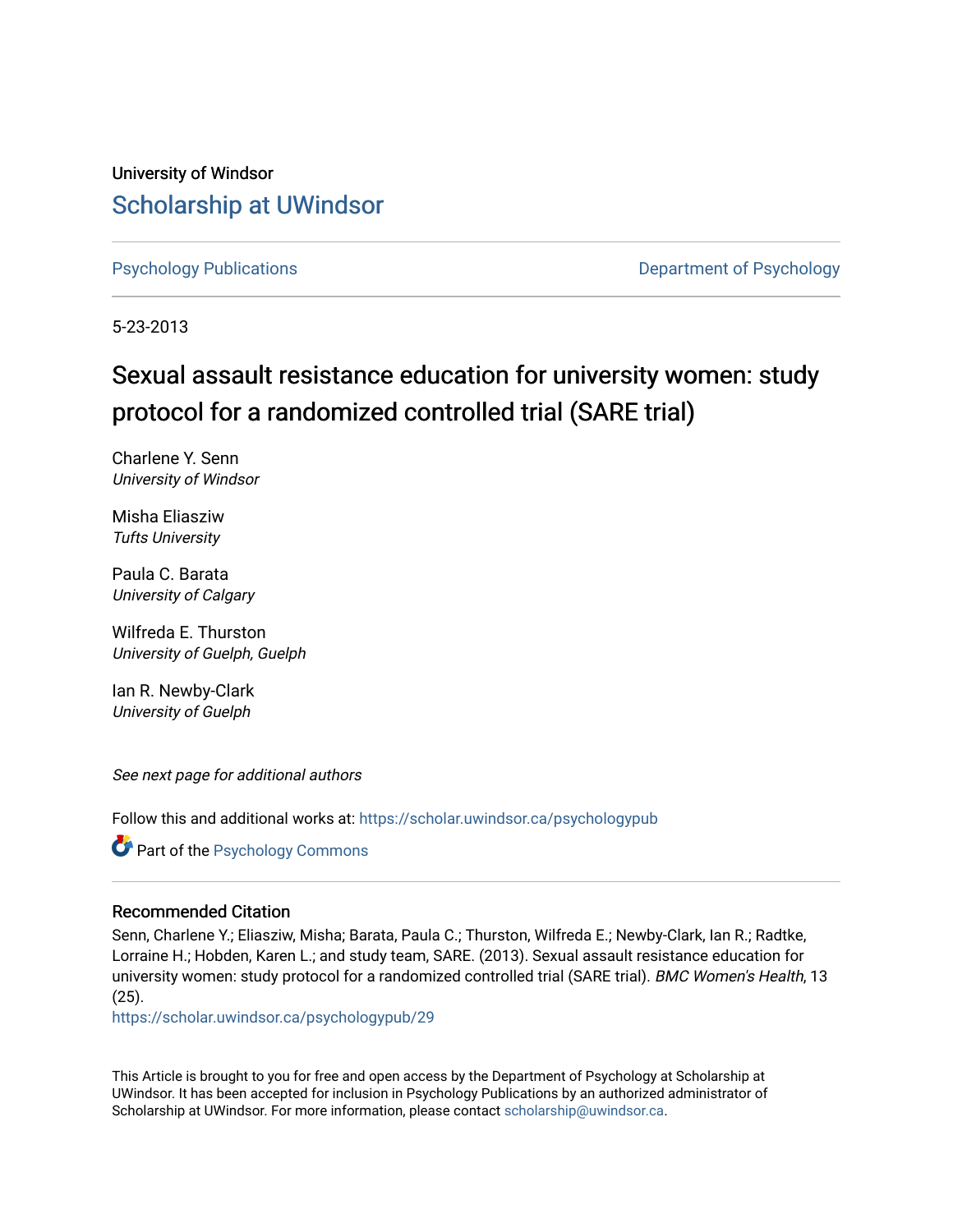University of Windsor

# Scholarship at UWindsor

Psychology Publications

Department of Psychology

5-23-2013

# Sexual assault resistance education for university women: study protocol for a randomized controlled trial (SARE trial)

Charlene Y. Senn
*University of Windsor*

Misha Eliasziw
*Tufts University*

Paula C. Barata
*University of Calgary*

Wilfreda E. Thurston
*University of Guelph, Guelph*

Ian R. Newby-Clark
*University of Guelph*

*See next page for additional authors*

Follow this and additional works at: https://scholar.uwindsor.ca/psychologypub

Part of the Psychology Commons

### Recommended Citation

Senn, Charlene Y.; Eliasziw, Misha; Barata, Paula C.; Thurston, Wilfreda E.; Newby-Clark, Ian R.; Radtke, Lorraine H.; Hobden, Karen L.; and study team, SARE. (2013). Sexual assault resistance education for university women: study protocol for a randomized controlled trial (SARE trial). *BMC Women's Health*, 13 (25).
https://scholar.uwindsor.ca/psychologypub/29

This Article is brought to you for free and open access by the Department of Psychology at Scholarship at UWindsor. It has been accepted for inclusion in Psychology Publications by an authorized administrator of Scholarship at UWindsor. For more information, please contact scholarship@uwindsor.ca.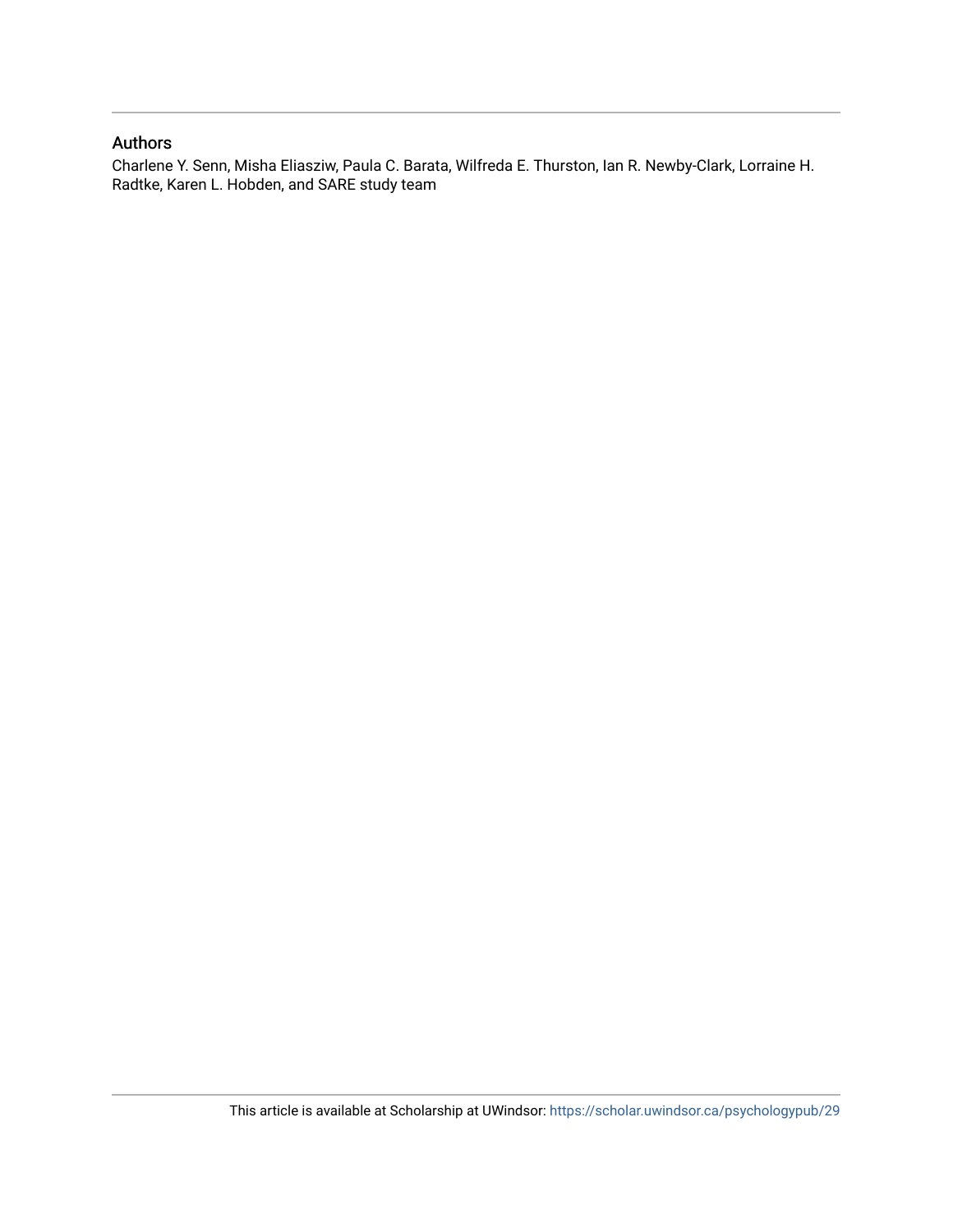## Authors

Charlene Y. Senn, Misha Eliasziw, Paula C. Barata, Wilfreda E. Thurston, Ian R. Newby-Clark, Lorraine H. Radtke, Karen L. Hobden, and SARE study team

This article is available at Scholarship at UWindsor: https://scholar.uwindsor.ca/psychologypub/29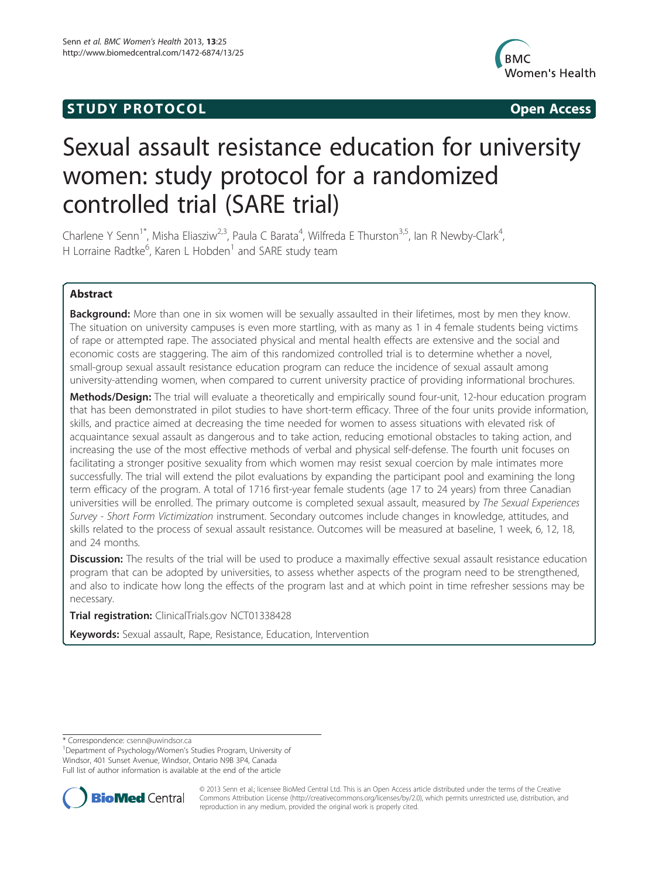# Sexual assault resistance education for university women: study protocol for a randomized controlled trial (SARE trial)

Charlene Y Senn[1*], Misha Eliasziw[2,3], Paula C Barata[4], Wilfreda E Thurston[3,5], Ian R Newby-Clark[4], H Lorraine Radtke[6], Karen L Hobden[1] and SARE study team

## Abstract

**Background:** More than one in six women will be sexually assaulted in their lifetimes, most by men they know. The situation on university campuses is even more startling, with as many as 1 in 4 female students being victims of rape or attempted rape. The associated physical and mental health effects are extensive and the social and economic costs are staggering. The aim of this randomized controlled trial is to determine whether a novel, small-group sexual assault resistance education program can reduce the incidence of sexual assault among university-attending women, when compared to current university practice of providing informational brochures.

**Methods/Design:** The trial will evaluate a theoretically and empirically sound four-unit, 12-hour education program that has been demonstrated in pilot studies to have short-term efficacy. Three of the four units provide information, skills, and practice aimed at decreasing the time needed for women to assess situations with elevated risk of acquaintance sexual assault as dangerous and to take action, reducing emotional obstacles to taking action, and increasing the use of the most effective methods of verbal and physical self-defense. The fourth unit focuses on facilitating a stronger positive sexuality from which women may resist sexual coercion by male intimates more successfully. The trial will extend the pilot evaluations by expanding the participant pool and examining the long term efficacy of the program. A total of 1716 first-year female students (age 17 to 24 years) from three Canadian universities will be enrolled. The primary outcome is completed sexual assault, measured by *The Sexual Experiences Survey - Short Form Victimization* instrument. Secondary outcomes include changes in knowledge, attitudes, and skills related to the process of sexual assault resistance. Outcomes will be measured at baseline, 1 week, 6, 12, 18, and 24 months.

**Discussion:** The results of the trial will be used to produce a maximally effective sexual assault resistance education program that can be adopted by universities, to assess whether aspects of the program need to be strengthened, and also to indicate how long the effects of the program last and at which point in time refresher sessions may be necessary.

**Trial registration:** ClinicalTrials.gov NCT01338428

**Keywords:** Sexual assault, Rape, Resistance, Education, Intervention

\* Correspondence: csenn@uwindsor.ca
[1]Department of Psychology/Women's Studies Program, University of Windsor, 401 Sunset Avenue, Windsor, Ontario N9B 3P4, Canada
Full list of author information is available at the end of the article

© 2013 Senn et al.; licensee BioMed Central Ltd. This is an Open Access article distributed under the terms of the Creative Commons Attribution License (http://creativecommons.org/licenses/by/2.0), which permits unrestricted use, distribution, and reproduction in any medium, provided the original work is properly cited.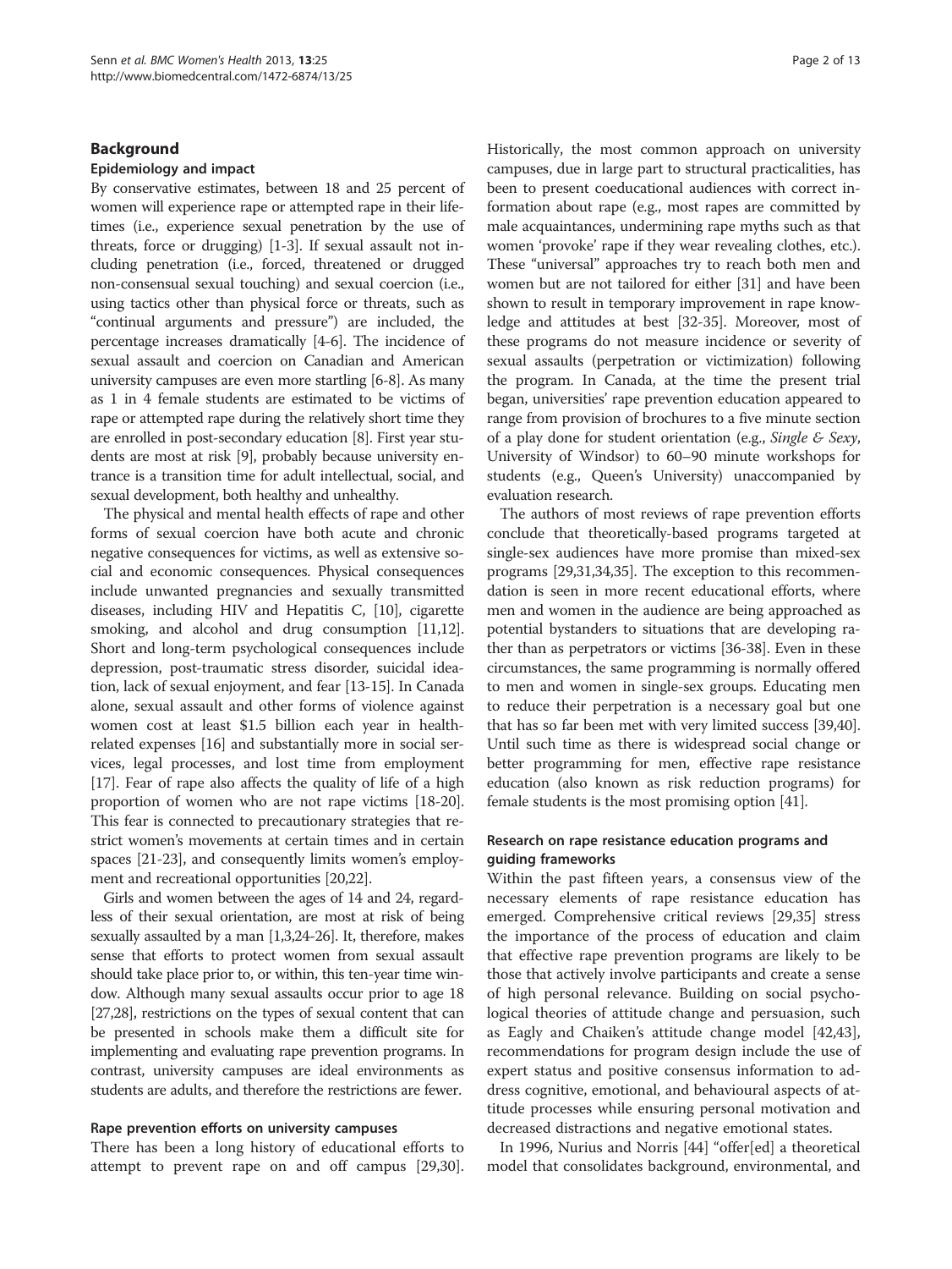## Background

### Epidemiology and impact

By conservative estimates, between 18 and 25 percent of women will experience rape or attempted rape in their lifetimes (i.e., experience sexual penetration by the use of threats, force or drugging) [1-3]. If sexual assault not including penetration (i.e., forced, threatened or drugged non-consensual sexual touching) and sexual coercion (i.e., using tactics other than physical force or threats, such as "continual arguments and pressure") are included, the percentage increases dramatically [4-6]. The incidence of sexual assault and coercion on Canadian and American university campuses are even more startling [6-8]. As many as 1 in 4 female students are estimated to be victims of rape or attempted rape during the relatively short time they are enrolled in post-secondary education [8]. First year students are most at risk [9], probably because university entrance is a transition time for adult intellectual, social, and sexual development, both healthy and unhealthy.

The physical and mental health effects of rape and other forms of sexual coercion have both acute and chronic negative consequences for victims, as well as extensive social and economic consequences. Physical consequences include unwanted pregnancies and sexually transmitted diseases, including HIV and Hepatitis C, [10], cigarette smoking, and alcohol and drug consumption [11,12]. Short and long-term psychological consequences include depression, post-traumatic stress disorder, suicidal ideation, lack of sexual enjoyment, and fear [13-15]. In Canada alone, sexual assault and other forms of violence against women cost at least \$1.5 billion each year in health-related expenses [16] and substantially more in social services, legal processes, and lost time from employment [17]. Fear of rape also affects the quality of life of a high proportion of women who are not rape victims [18-20]. This fear is connected to precautionary strategies that restrict women's movements at certain times and in certain spaces [21-23], and consequently limits women's employment and recreational opportunities [20,22].

Girls and women between the ages of 14 and 24, regardless of their sexual orientation, are most at risk of being sexually assaulted by a man [1,3,24-26]. It, therefore, makes sense that efforts to protect women from sexual assault should take place prior to, or within, this ten-year time window. Although many sexual assaults occur prior to age 18 [27,28], restrictions on the types of sexual content that can be presented in schools make them a difficult site for implementing and evaluating rape prevention programs. In contrast, university campuses are ideal environments as students are adults, and therefore the restrictions are fewer.

### Rape prevention efforts on university campuses

There has been a long history of educational efforts to attempt to prevent rape on and off campus [29,30]. Historically, the most common approach on university campuses, due in large part to structural practicalities, has been to present coeducational audiences with correct information about rape (e.g., most rapes are committed by male acquaintances, undermining rape myths such as that women 'provoke' rape if they wear revealing clothes, etc.). These "universal" approaches try to reach both men and women but are not tailored for either [31] and have been shown to result in temporary improvement in rape knowledge and attitudes at best [32-35]. Moreover, most of these programs do not measure incidence or severity of sexual assaults (perpetration or victimization) following the program. In Canada, at the time the present trial began, universities' rape prevention education appeared to range from provision of brochures to a five minute section of a play done for student orientation (e.g., *Single & Sexy*, University of Windsor) to 60–90 minute workshops for students (e.g., Queen's University) unaccompanied by evaluation research.

The authors of most reviews of rape prevention efforts conclude that theoretically-based programs targeted at single-sex audiences have more promise than mixed-sex programs [29,31,34,35]. The exception to this recommendation is seen in more recent educational efforts, where men and women in the audience are being approached as potential bystanders to situations that are developing rather than as perpetrators or victims [36-38]. Even in these circumstances, the same programming is normally offered to men and women in single-sex groups. Educating men to reduce their perpetration is a necessary goal but one that has so far been met with very limited success [39,40]. Until such time as there is widespread social change or better programming for men, effective rape resistance education (also known as risk reduction programs) for female students is the most promising option [41].

### Research on rape resistance education programs and guiding frameworks

Within the past fifteen years, a consensus view of the necessary elements of rape resistance education has emerged. Comprehensive critical reviews [29,35] stress the importance of the process of education and claim that effective rape prevention programs are likely to be those that actively involve participants and create a sense of high personal relevance. Building on social psychological theories of attitude change and persuasion, such as Eagly and Chaiken's attitude change model [42,43], recommendations for program design include the use of expert status and positive consensus information to address cognitive, emotional, and behavioural aspects of attitude processes while ensuring personal motivation and decreased distractions and negative emotional states.

In 1996, Nurius and Norris [44] "offer[ed] a theoretical model that consolidates background, environmental, and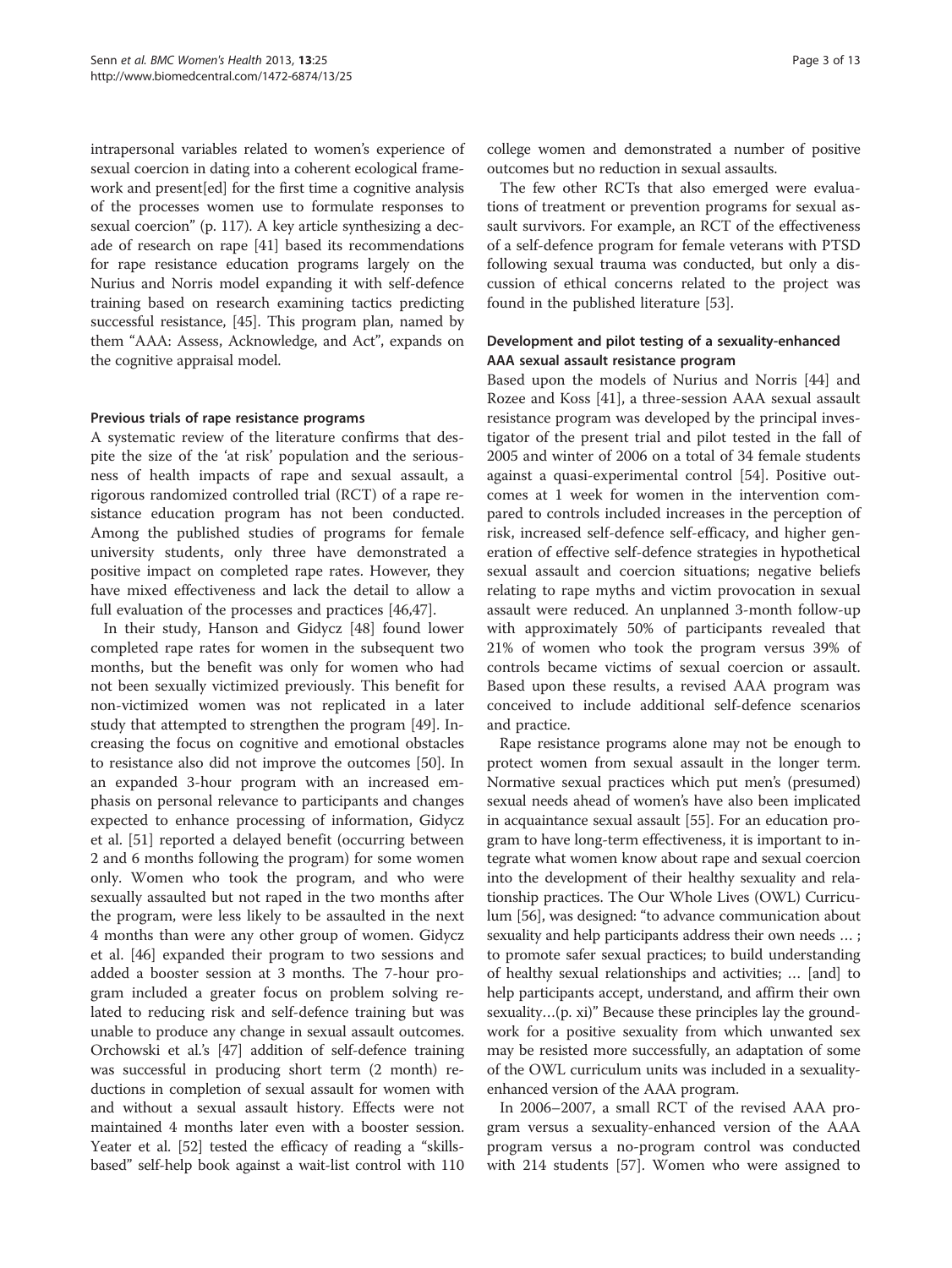intrapersonal variables related to women's experience of sexual coercion in dating into a coherent ecological framework and present[ed] for the first time a cognitive analysis of the processes women use to formulate responses to sexual coercion" (p. 117). A key article synthesizing a decade of research on rape [41] based its recommendations for rape resistance education programs largely on the Nurius and Norris model expanding it with self-defence training based on research examining tactics predicting successful resistance, [45]. This program plan, named by them "AAA: Assess, Acknowledge, and Act", expands on the cognitive appraisal model.

#### Previous trials of rape resistance programs

A systematic review of the literature confirms that despite the size of the 'at risk' population and the seriousness of health impacts of rape and sexual assault, a rigorous randomized controlled trial (RCT) of a rape resistance education program has not been conducted. Among the published studies of programs for female university students, only three have demonstrated a positive impact on completed rape rates. However, they have mixed effectiveness and lack the detail to allow a full evaluation of the processes and practices [46,47].

In their study, Hanson and Gidycz [48] found lower completed rape rates for women in the subsequent two months, but the benefit was only for women who had not been sexually victimized previously. This benefit for non-victimized women was not replicated in a later study that attempted to strengthen the program [49]. Increasing the focus on cognitive and emotional obstacles to resistance also did not improve the outcomes [50]. In an expanded 3-hour program with an increased emphasis on personal relevance to participants and changes expected to enhance processing of information, Gidycz et al. [51] reported a delayed benefit (occurring between 2 and 6 months following the program) for some women only. Women who took the program, and who were sexually assaulted but not raped in the two months after the program, were less likely to be assaulted in the next 4 months than were any other group of women. Gidycz et al. [46] expanded their program to two sessions and added a booster session at 3 months. The 7-hour program included a greater focus on problem solving related to reducing risk and self-defence training but was unable to produce any change in sexual assault outcomes. Orchowski et al.'s [47] addition of self-defence training was successful in producing short term (2 month) reductions in completion of sexual assault for women with and without a sexual assault history. Effects were not maintained 4 months later even with a booster session. Yeater et al. [52] tested the efficacy of reading a "skills-based" self-help book against a wait-list control with 110 college women and demonstrated a number of positive outcomes but no reduction in sexual assaults.

The few other RCTs that also emerged were evaluations of treatment or prevention programs for sexual assault survivors. For example, an RCT of the effectiveness of a self-defence program for female veterans with PTSD following sexual trauma was conducted, but only a discussion of ethical concerns related to the project was found in the published literature [53].

#### Development and pilot testing of a sexuality-enhanced AAA sexual assault resistance program

Based upon the models of Nurius and Norris [44] and Rozee and Koss [41], a three-session AAA sexual assault resistance program was developed by the principal investigator of the present trial and pilot tested in the fall of 2005 and winter of 2006 on a total of 34 female students against a quasi-experimental control [54]. Positive outcomes at 1 week for women in the intervention compared to controls included increases in the perception of risk, increased self-defence self-efficacy, and higher generation of effective self-defence strategies in hypothetical sexual assault and coercion situations; negative beliefs relating to rape myths and victim provocation in sexual assault were reduced. An unplanned 3-month follow-up with approximately 50% of participants revealed that 21% of women who took the program versus 39% of controls became victims of sexual coercion or assault. Based upon these results, a revised AAA program was conceived to include additional self-defence scenarios and practice.

Rape resistance programs alone may not be enough to protect women from sexual assault in the longer term. Normative sexual practices which put men's (presumed) sexual needs ahead of women's have also been implicated in acquaintance sexual assault [55]. For an education program to have long-term effectiveness, it is important to integrate what women know about rape and sexual coercion into the development of their healthy sexuality and relationship practices. The Our Whole Lives (OWL) Curriculum [56], was designed: "to advance communication about sexuality and help participants address their own needs … ; to promote safer sexual practices; to build understanding of healthy sexual relationships and activities; … [and] to help participants accept, understand, and affirm their own sexuality…(p. xi)" Because these principles lay the groundwork for a positive sexuality from which unwanted sex may be resisted more successfully, an adaptation of some of the OWL curriculum units was included in a sexuality-enhanced version of the AAA program.

In 2006–2007, a small RCT of the revised AAA program versus a sexuality-enhanced version of the AAA program versus a no-program control was conducted with 214 students [57]. Women who were assigned to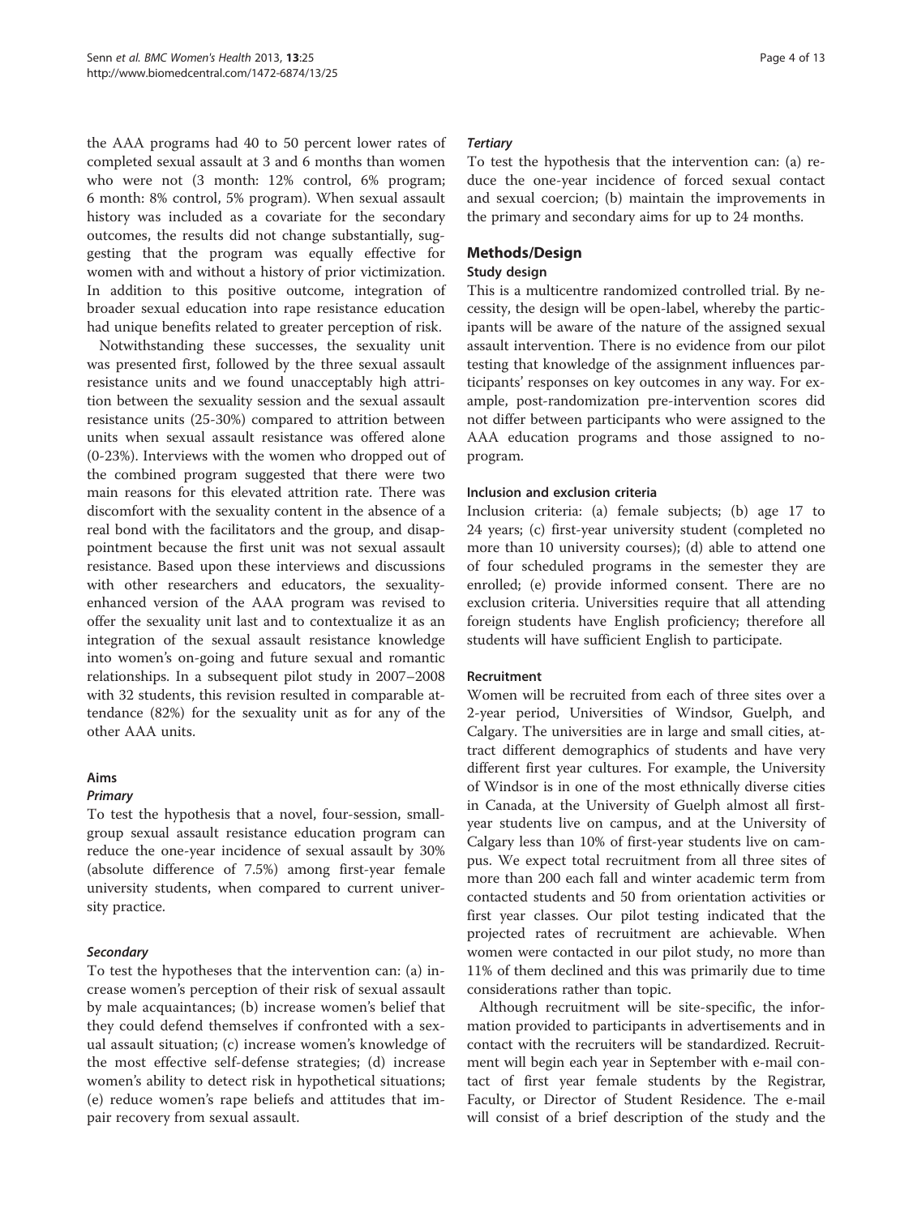the AAA programs had 40 to 50 percent lower rates of completed sexual assault at 3 and 6 months than women who were not (3 month: 12% control, 6% program; 6 month: 8% control, 5% program). When sexual assault history was included as a covariate for the secondary outcomes, the results did not change substantially, suggesting that the program was equally effective for women with and without a history of prior victimization. In addition to this positive outcome, integration of broader sexual education into rape resistance education had unique benefits related to greater perception of risk.

Notwithstanding these successes, the sexuality unit was presented first, followed by the three sexual assault resistance units and we found unacceptably high attrition between the sexuality session and the sexual assault resistance units (25-30%) compared to attrition between units when sexual assault resistance was offered alone (0-23%). Interviews with the women who dropped out of the combined program suggested that there were two main reasons for this elevated attrition rate. There was discomfort with the sexuality content in the absence of a real bond with the facilitators and the group, and disappointment because the first unit was not sexual assault resistance. Based upon these interviews and discussions with other researchers and educators, the sexuality-enhanced version of the AAA program was revised to offer the sexuality unit last and to contextualize it as an integration of the sexual assault resistance knowledge into women's on-going and future sexual and romantic relationships. In a subsequent pilot study in 2007–2008 with 32 students, this revision resulted in comparable attendance (82%) for the sexuality unit as for any of the other AAA units.

## Aims

### *Primary*

To test the hypothesis that a novel, four-session, small-group sexual assault resistance education program can reduce the one-year incidence of sexual assault by 30% (absolute difference of 7.5%) among first-year female university students, when compared to current university practice.

### *Secondary*

To test the hypotheses that the intervention can: (a) increase women's perception of their risk of sexual assault by male acquaintances; (b) increase women's belief that they could defend themselves if confronted with a sexual assault situation; (c) increase women's knowledge of the most effective self-defense strategies; (d) increase women's ability to detect risk in hypothetical situations; (e) reduce women's rape beliefs and attitudes that impair recovery from sexual assault.

### *Tertiary*

To test the hypothesis that the intervention can: (a) reduce the one-year incidence of forced sexual contact and sexual coercion; (b) maintain the improvements in the primary and secondary aims for up to 24 months.

## Methods/Design

### Study design

This is a multicentre randomized controlled trial. By necessity, the design will be open-label, whereby the participants will be aware of the nature of the assigned sexual assault intervention. There is no evidence from our pilot testing that knowledge of the assignment influences participants' responses on key outcomes in any way. For example, post-randomization pre-intervention scores did not differ between participants who were assigned to the AAA education programs and those assigned to no-program.

### Inclusion and exclusion criteria

Inclusion criteria: (a) female subjects; (b) age 17 to 24 years; (c) first-year university student (completed no more than 10 university courses); (d) able to attend one of four scheduled programs in the semester they are enrolled; (e) provide informed consent. There are no exclusion criteria. Universities require that all attending foreign students have English proficiency; therefore all students will have sufficient English to participate.

### Recruitment

Women will be recruited from each of three sites over a 2-year period, Universities of Windsor, Guelph, and Calgary. The universities are in large and small cities, attract different demographics of students and have very different first year cultures. For example, the University of Windsor is in one of the most ethnically diverse cities in Canada, at the University of Guelph almost all first-year students live on campus, and at the University of Calgary less than 10% of first-year students live on campus. We expect total recruitment from all three sites of more than 200 each fall and winter academic term from contacted students and 50 from orientation activities or first year classes. Our pilot testing indicated that the projected rates of recruitment are achievable. When women were contacted in our pilot study, no more than 11% of them declined and this was primarily due to time considerations rather than topic.

Although recruitment will be site-specific, the information provided to participants in advertisements and in contact with the recruiters will be standardized. Recruitment will begin each year in September with e-mail contact of first year female students by the Registrar, Faculty, or Director of Student Residence. The e-mail will consist of a brief description of the study and the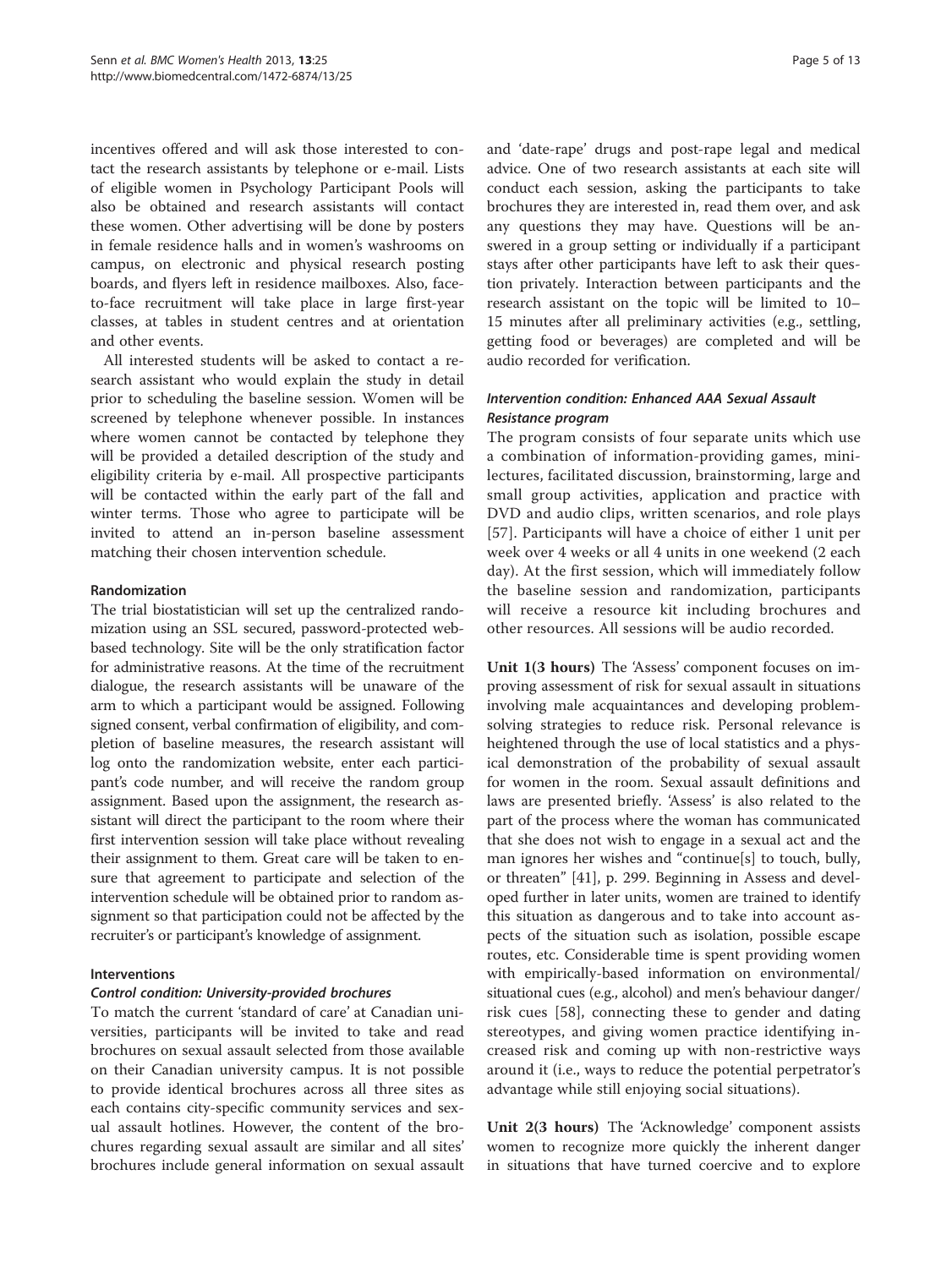incentives offered and will ask those interested to contact the research assistants by telephone or e-mail. Lists of eligible women in Psychology Participant Pools will also be obtained and research assistants will contact these women. Other advertising will be done by posters in female residence halls and in women's washrooms on campus, on electronic and physical research posting boards, and flyers left in residence mailboxes. Also, face-to-face recruitment will take place in large first-year classes, at tables in student centres and at orientation and other events.

All interested students will be asked to contact a research assistant who would explain the study in detail prior to scheduling the baseline session. Women will be screened by telephone whenever possible. In instances where women cannot be contacted by telephone they will be provided a detailed description of the study and eligibility criteria by e-mail. All prospective participants will be contacted within the early part of the fall and winter terms. Those who agree to participate will be invited to attend an in-person baseline assessment matching their chosen intervention schedule.

### Randomization

The trial biostatistician will set up the centralized randomization using an SSL secured, password-protected web-based technology. Site will be the only stratification factor for administrative reasons. At the time of the recruitment dialogue, the research assistants will be unaware of the arm to which a participant would be assigned. Following signed consent, verbal confirmation of eligibility, and completion of baseline measures, the research assistant will log onto the randomization website, enter each participant's code number, and will receive the random group assignment. Based upon the assignment, the research assistant will direct the participant to the room where their first intervention session will take place without revealing their assignment to them. Great care will be taken to ensure that agreement to participate and selection of the intervention schedule will be obtained prior to random assignment so that participation could not be affected by the recruiter's or participant's knowledge of assignment.

### Interventions

#### *Control condition: University-provided brochures*

To match the current 'standard of care' at Canadian universities, participants will be invited to take and read brochures on sexual assault selected from those available on their Canadian university campus. It is not possible to provide identical brochures across all three sites as each contains city-specific community services and sexual assault hotlines. However, the content of the brochures regarding sexual assault are similar and all sites' brochures include general information on sexual assault and 'date-rape' drugs and post-rape legal and medical advice. One of two research assistants at each site will conduct each session, asking the participants to take brochures they are interested in, read them over, and ask any questions they may have. Questions will be answered in a group setting or individually if a participant stays after other participants have left to ask their question privately. Interaction between participants and the research assistant on the topic will be limited to 10–15 minutes after all preliminary activities (e.g., settling, getting food or beverages) are completed and will be audio recorded for verification.

#### *Intervention condition: Enhanced AAA Sexual Assault Resistance program*

The program consists of four separate units which use a combination of information-providing games, mini-lectures, facilitated discussion, brainstorming, large and small group activities, application and practice with DVD and audio clips, written scenarios, and role plays [57]. Participants will have a choice of either 1 unit per week over 4 weeks or all 4 units in one weekend (2 each day). At the first session, which will immediately follow the baseline session and randomization, participants will receive a resource kit including brochures and other resources. All sessions will be audio recorded.

**Unit 1(3 hours)** The 'Assess' component focuses on improving assessment of risk for sexual assault in situations involving male acquaintances and developing problem-solving strategies to reduce risk. Personal relevance is heightened through the use of local statistics and a physical demonstration of the probability of sexual assault for women in the room. Sexual assault definitions and laws are presented briefly. 'Assess' is also related to the part of the process where the woman has communicated that she does not wish to engage in a sexual act and the man ignores her wishes and "continue[s] to touch, bully, or threaten" [41], p. 299. Beginning in Assess and developed further in later units, women are trained to identify this situation as dangerous and to take into account aspects of the situation such as isolation, possible escape routes, etc. Considerable time is spent providing women with empirically-based information on environmental/situational cues (e.g., alcohol) and men's behaviour danger/risk cues [58], connecting these to gender and dating stereotypes, and giving women practice identifying increased risk and coming up with non-restrictive ways around it (i.e., ways to reduce the potential perpetrator's advantage while still enjoying social situations).

**Unit 2(3 hours)** The 'Acknowledge' component assists women to recognize more quickly the inherent danger in situations that have turned coercive and to explore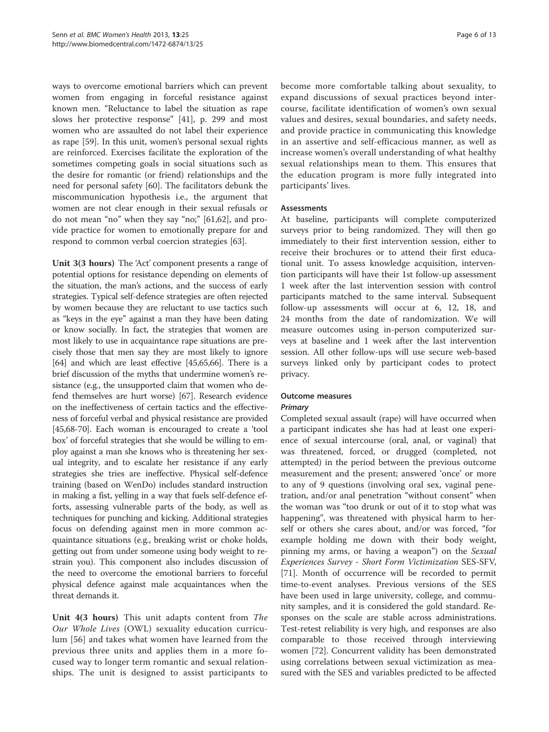ways to overcome emotional barriers which can prevent women from engaging in forceful resistance against known men. "Reluctance to label the situation as rape slows her protective response" [41], p. 299 and most women who are assaulted do not label their experience as rape [59]. In this unit, women's personal sexual rights are reinforced. Exercises facilitate the exploration of the sometimes competing goals in social situations such as the desire for romantic (or friend) relationships and the need for personal safety [60]. The facilitators debunk the miscommunication hypothesis i.e., the argument that women are not clear enough in their sexual refusals or do not mean "no" when they say "no;" [61,62], and provide practice for women to emotionally prepare for and respond to common verbal coercion strategies [63].

**Unit 3(3 hours)** The 'Act' component presents a range of potential options for resistance depending on elements of the situation, the man's actions, and the success of early strategies. Typical self-defence strategies are often rejected by women because they are reluctant to use tactics such as "keys in the eye" against a man they have been dating or know socially. In fact, the strategies that women are most likely to use in acquaintance rape situations are precisely those that men say they are most likely to ignore [64] and which are least effective [45,65,66]. There is a brief discussion of the myths that undermine women's resistance (e.g., the unsupported claim that women who defend themselves are hurt worse) [67]. Research evidence on the ineffectiveness of certain tactics and the effectiveness of forceful verbal and physical resistance are provided [45,68-70]. Each woman is encouraged to create a 'tool box' of forceful strategies that she would be willing to employ against a man she knows who is threatening her sexual integrity, and to escalate her resistance if any early strategies she tries are ineffective. Physical self-defence training (based on WenDo) includes standard instruction in making a fist, yelling in a way that fuels self-defence efforts, assessing vulnerable parts of the body, as well as techniques for punching and kicking. Additional strategies focus on defending against men in more common acquaintance situations (e.g., breaking wrist or choke holds, getting out from under someone using body weight to restrain you). This component also includes discussion of the need to overcome the emotional barriers to forceful physical defence against male acquaintances when the threat demands it.

**Unit 4(3 hours)** This unit adapts content from *The Our Whole Lives* (OWL) sexuality education curriculum [56] and takes what women have learned from the previous three units and applies them in a more focused way to longer term romantic and sexual relationships. The unit is designed to assist participants to become more comfortable talking about sexuality, to expand discussions of sexual practices beyond intercourse, facilitate identification of women's own sexual values and desires, sexual boundaries, and safety needs, and provide practice in communicating this knowledge in an assertive and self-efficacious manner, as well as increase women's overall understanding of what healthy sexual relationships mean to them. This ensures that the education program is more fully integrated into participants' lives.

#### Assessments

At baseline, participants will complete computerized surveys prior to being randomized. They will then go immediately to their first intervention session, either to receive their brochures or to attend their first educational unit. To assess knowledge acquisition, intervention participants will have their 1st follow-up assessment 1 week after the last intervention session with control participants matched to the same interval. Subsequent follow-up assessments will occur at 6, 12, 18, and 24 months from the date of randomization. We will measure outcomes using in-person computerized surveys at baseline and 1 week after the last intervention session. All other follow-ups will use secure web-based surveys linked only by participant codes to protect privacy.

#### Outcome measures

##### *Primary*

Completed sexual assault (rape) will have occurred when a participant indicates she has had at least one experience of sexual intercourse (oral, anal, or vaginal) that was threatened, forced, or drugged (completed, not attempted) in the period between the previous outcome measurement and the present; answered 'once' or more to any of 9 questions (involving oral sex, vaginal penetration, and/or anal penetration "without consent" when the woman was "too drunk or out of it to stop what was happening", was threatened with physical harm to herself or others she cares about, and/or was forced, "for example holding me down with their body weight, pinning my arms, or having a weapon") on the *Sexual Experiences Survey - Short Form Victimization* SES-SFV, [71]. Month of occurrence will be recorded to permit time-to-event analyses. Previous versions of the SES have been used in large university, college, and community samples, and it is considered the gold standard. Responses on the scale are stable across administrations. Test-retest reliability is very high, and responses are also comparable to those received through interviewing women [72]. Concurrent validity has been demonstrated using correlations between sexual victimization as measured with the SES and variables predicted to be affected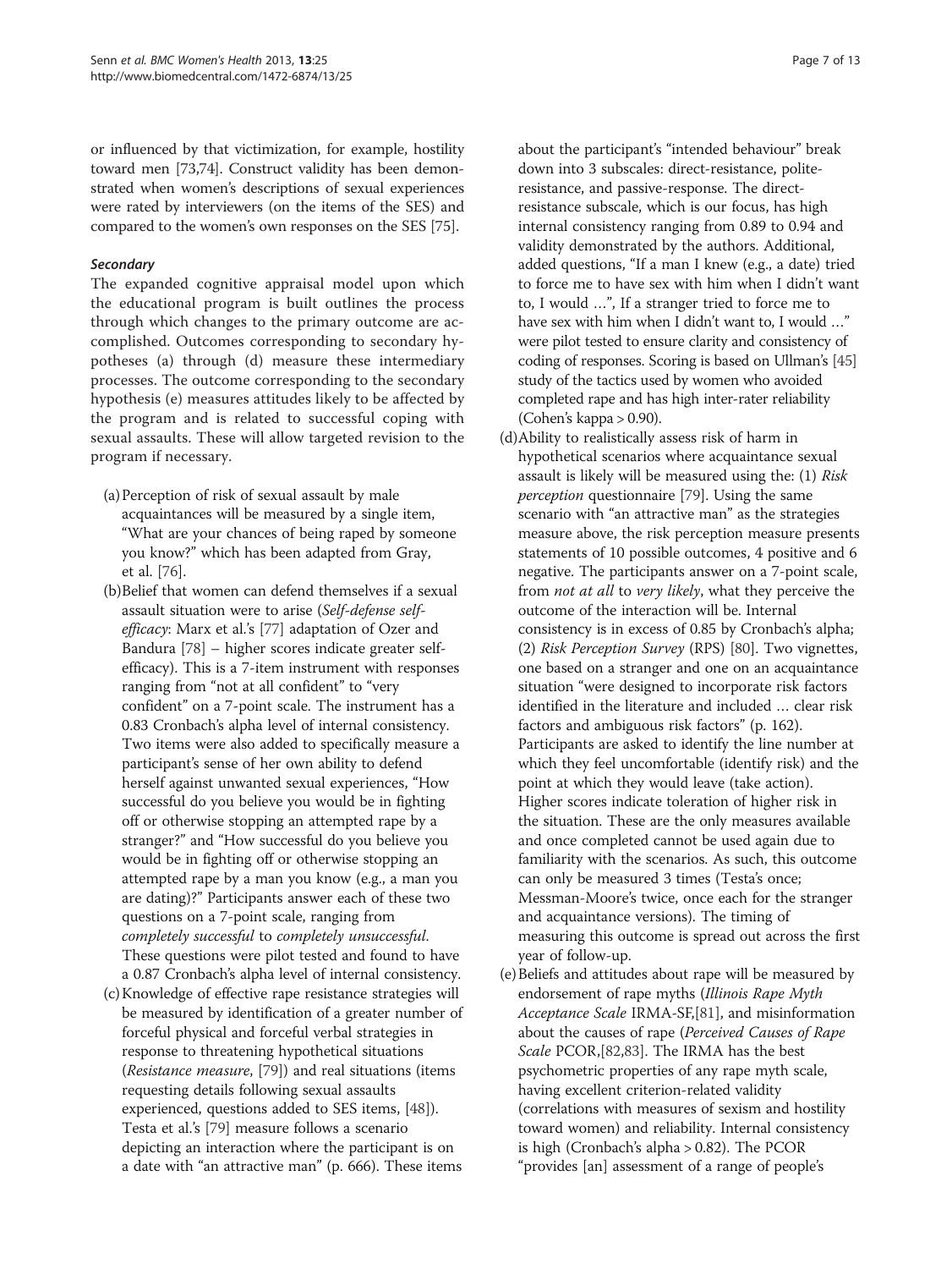or influenced by that victimization, for example, hostility toward men [73,74]. Construct validity has been demonstrated when women's descriptions of sexual experiences were rated by interviewers (on the items of the SES) and compared to the women's own responses on the SES [75].

#### *Secondary*

The expanded cognitive appraisal model upon which the educational program is built outlines the process through which changes to the primary outcome are accomplished. Outcomes corresponding to secondary hypotheses (a) through (d) measure these intermediary processes. The outcome corresponding to the secondary hypothesis (e) measures attitudes likely to be affected by the program and is related to successful coping with sexual assaults. These will allow targeted revision to the program if necessary.

(a) Perception of risk of sexual assault by male acquaintances will be measured by a single item, "What are your chances of being raped by someone you know?" which has been adapted from Gray, et al. [76].

(b) Belief that women can defend themselves if a sexual assault situation were to arise (*Self-defense self-efficacy*: Marx et al.'s [77] adaptation of Ozer and Bandura [78] – higher scores indicate greater self-efficacy). This is a 7-item instrument with responses ranging from "not at all confident" to "very confident" on a 7-point scale. The instrument has a 0.83 Cronbach's alpha level of internal consistency. Two items were also added to specifically measure a participant's sense of her own ability to defend herself against unwanted sexual experiences, "How successful do you believe you would be in fighting off or otherwise stopping an attempted rape by a stranger?" and "How successful do you believe you would be in fighting off or otherwise stopping an attempted rape by a man you know (e.g., a man you are dating)?" Participants answer each of these two questions on a 7-point scale, ranging from *completely successful* to *completely unsuccessful*. These questions were pilot tested and found to have a 0.87 Cronbach's alpha level of internal consistency.

(c) Knowledge of effective rape resistance strategies will be measured by identification of a greater number of forceful physical and forceful verbal strategies in response to threatening hypothetical situations (*Resistance measure*, [79]) and real situations (items requesting details following sexual assaults experienced, questions added to SES items, [48]). Testa et al.'s [79] measure follows a scenario depicting an interaction where the participant is on a date with "an attractive man" (p. 666). These items about the participant's "intended behaviour" break down into 3 subscales: direct-resistance, polite-resistance, and passive-response. The direct-resistance subscale, which is our focus, has high internal consistency ranging from 0.89 to 0.94 and validity demonstrated by the authors. Additional, added questions, "If a man I knew (e.g., a date) tried to force me to have sex with him when I didn't want to, I would …", If a stranger tried to force me to have sex with him when I didn't want to, I would …" were pilot tested to ensure clarity and consistency of coding of responses. Scoring is based on Ullman's [45] study of the tactics used by women who avoided completed rape and has high inter-rater reliability (Cohen's kappa > 0.90).

(d) Ability to realistically assess risk of harm in hypothetical scenarios where acquaintance sexual assault is likely will be measured using the: (1) *Risk perception* questionnaire [79]. Using the same scenario with "an attractive man" as the strategies measure above, the risk perception measure presents statements of 10 possible outcomes, 4 positive and 6 negative. The participants answer on a 7-point scale, from *not at all* to *very likely*, what they perceive the outcome of the interaction will be. Internal consistency is in excess of 0.85 by Cronbach's alpha; (2) *Risk Perception Survey* (RPS) [80]. Two vignettes, one based on a stranger and one on an acquaintance situation "were designed to incorporate risk factors identified in the literature and included … clear risk factors and ambiguous risk factors" (p. 162). Participants are asked to identify the line number at which they feel uncomfortable (identify risk) and the point at which they would leave (take action). Higher scores indicate toleration of higher risk in the situation. These are the only measures available and once completed cannot be used again due to familiarity with the scenarios. As such, this outcome can only be measured 3 times (Testa's once; Messman-Moore's twice, once each for the stranger and acquaintance versions). The timing of measuring this outcome is spread out across the first year of follow-up.

(e) Beliefs and attitudes about rape will be measured by endorsement of rape myths (*Illinois Rape Myth Acceptance Scale* IRMA-SF,[81], and misinformation about the causes of rape (*Perceived Causes of Rape Scale* PCOR,[82,83]. The IRMA has the best psychometric properties of any rape myth scale, having excellent criterion-related validity (correlations with measures of sexism and hostility toward women) and reliability. Internal consistency is high (Cronbach's alpha > 0.82). The PCOR "provides [an] assessment of a range of people's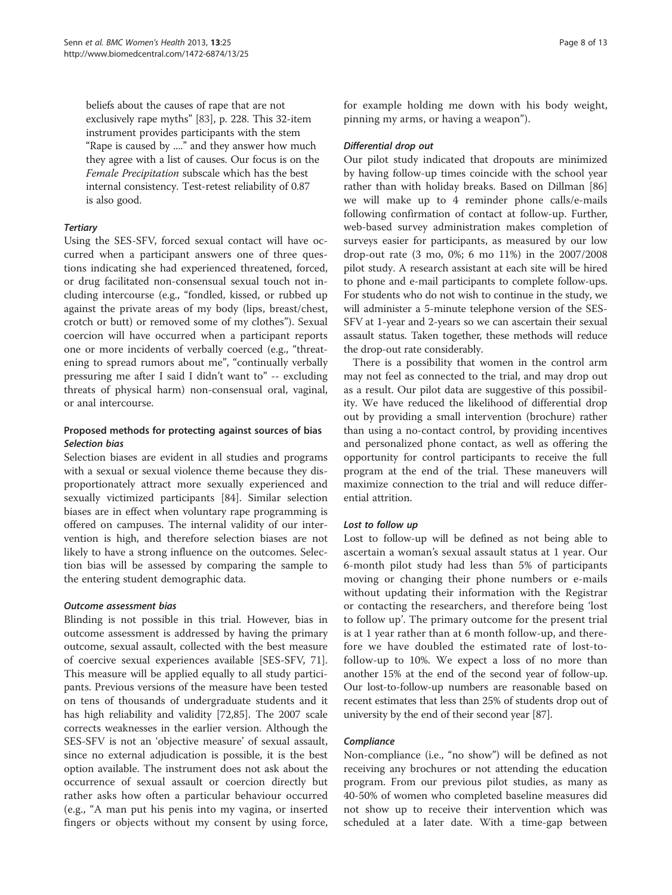beliefs about the causes of rape that are not exclusively rape myths" [83], p. 228. This 32-item instrument provides participants with the stem "Rape is caused by ...." and they answer how much they agree with a list of causes. Our focus is on the *Female Precipitation* subscale which has the best internal consistency. Test-retest reliability of 0.87 is also good.

#### *Tertiary*

Using the SES-SFV, forced sexual contact will have occurred when a participant answers one of three questions indicating she had experienced threatened, forced, or drug facilitated non-consensual sexual touch not including intercourse (e.g., "fondled, kissed, or rubbed up against the private areas of my body (lips, breast/chest, crotch or butt) or removed some of my clothes"). Sexual coercion will have occurred when a participant reports one or more incidents of verbally coerced (e.g., "threatening to spread rumors about me", "continually verbally pressuring me after I said I didn't want to" -- excluding threats of physical harm) non-consensual oral, vaginal, or anal intercourse.

### Proposed methods for protecting against sources of bias

#### *Selection bias*

Selection biases are evident in all studies and programs with a sexual or sexual violence theme because they disproportionately attract more sexually experienced and sexually victimized participants [84]. Similar selection biases are in effect when voluntary rape programming is offered on campuses. The internal validity of our intervention is high, and therefore selection biases are not likely to have a strong influence on the outcomes. Selection bias will be assessed by comparing the sample to the entering student demographic data.

#### *Outcome assessment bias*

Blinding is not possible in this trial. However, bias in outcome assessment is addressed by having the primary outcome, sexual assault, collected with the best measure of coercive sexual experiences available [SES-SFV, 71]. This measure will be applied equally to all study participants. Previous versions of the measure have been tested on tens of thousands of undergraduate students and it has high reliability and validity [72,85]. The 2007 scale corrects weaknesses in the earlier version. Although the SES-SFV is not an 'objective measure' of sexual assault, since no external adjudication is possible, it is the best option available. The instrument does not ask about the occurrence of sexual assault or coercion directly but rather asks how often a particular behaviour occurred (e.g., "A man put his penis into my vagina, or inserted fingers or objects without my consent by using force, for example holding me down with his body weight, pinning my arms, or having a weapon").

#### *Differential drop out*

Our pilot study indicated that dropouts are minimized by having follow-up times coincide with the school year rather than with holiday breaks. Based on Dillman [86] we will make up to 4 reminder phone calls/e-mails following confirmation of contact at follow-up. Further, web-based survey administration makes completion of surveys easier for participants, as measured by our low drop-out rate (3 mo, 0%; 6 mo 11%) in the 2007/2008 pilot study. A research assistant at each site will be hired to phone and e-mail participants to complete follow-ups. For students who do not wish to continue in the study, we will administer a 5-minute telephone version of the SES-SFV at 1-year and 2-years so we can ascertain their sexual assault status. Taken together, these methods will reduce the drop-out rate considerably.

There is a possibility that women in the control arm may not feel as connected to the trial, and may drop out as a result. Our pilot data are suggestive of this possibility. We have reduced the likelihood of differential drop out by providing a small intervention (brochure) rather than using a no-contact control, by providing incentives and personalized phone contact, as well as offering the opportunity for control participants to receive the full program at the end of the trial. These maneuvers will maximize connection to the trial and will reduce differential attrition.

#### *Lost to follow up*

Lost to follow-up will be defined as not being able to ascertain a woman's sexual assault status at 1 year. Our 6-month pilot study had less than 5% of participants moving or changing their phone numbers or e-mails without updating their information with the Registrar or contacting the researchers, and therefore being 'lost to follow up'. The primary outcome for the present trial is at 1 year rather than at 6 month follow-up, and therefore we have doubled the estimated rate of lost-to-follow-up to 10%. We expect a loss of no more than another 15% at the end of the second year of follow-up. Our lost-to-follow-up numbers are reasonable based on recent estimates that less than 25% of students drop out of university by the end of their second year [87].

#### *Compliance*

Non-compliance (i.e., "no show") will be defined as not receiving any brochures or not attending the education program. From our previous pilot studies, as many as 40-50% of women who completed baseline measures did not show up to receive their intervention which was scheduled at a later date. With a time-gap between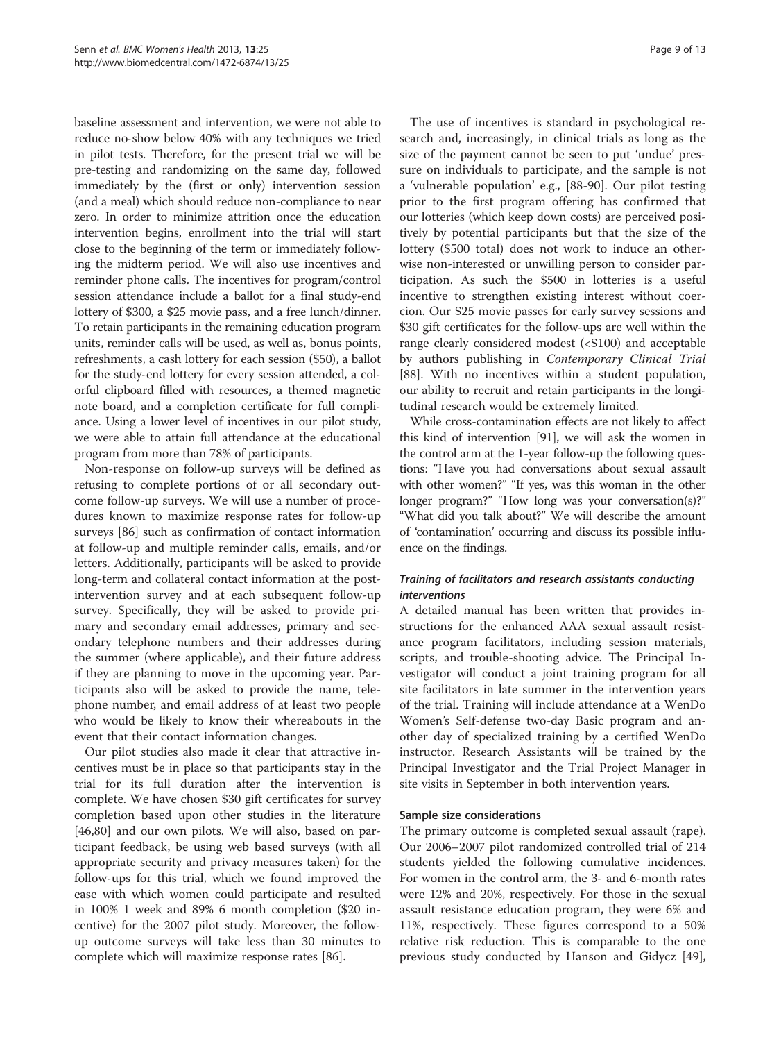baseline assessment and intervention, we were not able to reduce no-show below 40% with any techniques we tried in pilot tests. Therefore, for the present trial we will be pre-testing and randomizing on the same day, followed immediately by the (first or only) intervention session (and a meal) which should reduce non-compliance to near zero. In order to minimize attrition once the education intervention begins, enrollment into the trial will start close to the beginning of the term or immediately following the midterm period. We will also use incentives and reminder phone calls. The incentives for program/control session attendance include a ballot for a final study-end lottery of \$300, a \$25 movie pass, and a free lunch/dinner. To retain participants in the remaining education program units, reminder calls will be used, as well as, bonus points, refreshments, a cash lottery for each session (\$50), a ballot for the study-end lottery for every session attended, a colorful clipboard filled with resources, a themed magnetic note board, and a completion certificate for full compliance. Using a lower level of incentives in our pilot study, we were able to attain full attendance at the educational program from more than 78% of participants.

Non-response on follow-up surveys will be defined as refusing to complete portions of or all secondary outcome follow-up surveys. We will use a number of procedures known to maximize response rates for follow-up surveys [86] such as confirmation of contact information at follow-up and multiple reminder calls, emails, and/or letters. Additionally, participants will be asked to provide long-term and collateral contact information at the post-intervention survey and at each subsequent follow-up survey. Specifically, they will be asked to provide primary and secondary email addresses, primary and secondary telephone numbers and their addresses during the summer (where applicable), and their future address if they are planning to move in the upcoming year. Participants also will be asked to provide the name, telephone number, and email address of at least two people who would be likely to know their whereabouts in the event that their contact information changes.

Our pilot studies also made it clear that attractive incentives must be in place so that participants stay in the trial for its full duration after the intervention is complete. We have chosen \$30 gift certificates for survey completion based upon other studies in the literature [46,80] and our own pilots. We will also, based on participant feedback, be using web based surveys (with all appropriate security and privacy measures taken) for the follow-ups for this trial, which we found improved the ease with which women could participate and resulted in 100% 1 week and 89% 6 month completion (\$20 incentive) for the 2007 pilot study. Moreover, the follow-up outcome surveys will take less than 30 minutes to complete which will maximize response rates [86].

The use of incentives is standard in psychological research and, increasingly, in clinical trials as long as the size of the payment cannot be seen to put 'undue' pressure on individuals to participate, and the sample is not a 'vulnerable population' e.g., [88-90]. Our pilot testing prior to the first program offering has confirmed that our lotteries (which keep down costs) are perceived positively by potential participants but that the size of the lottery (\$500 total) does not work to induce an otherwise non-interested or unwilling person to consider participation. As such the \$500 in lotteries is a useful incentive to strengthen existing interest without coercion. Our \$25 movie passes for early survey sessions and \$30 gift certificates for the follow-ups are well within the range clearly considered modest (<\$100) and acceptable by authors publishing in *Contemporary Clinical Trial* [88]. With no incentives within a student population, our ability to recruit and retain participants in the longitudinal research would be extremely limited.

While cross-contamination effects are not likely to affect this kind of intervention [91], we will ask the women in the control arm at the 1-year follow-up the following questions: "Have you had conversations about sexual assault with other women?" "If yes, was this woman in the other longer program?" "How long was your conversation(s)?" "What did you talk about?" We will describe the amount of 'contamination' occurring and discuss its possible influence on the findings.

### *Training of facilitators and research assistants conducting interventions*

A detailed manual has been written that provides instructions for the enhanced AAA sexual assault resistance program facilitators, including session materials, scripts, and trouble-shooting advice. The Principal Investigator will conduct a joint training program for all site facilitators in late summer in the intervention years of the trial. Training will include attendance at a WenDo Women's Self-defense two-day Basic program and another day of specialized training by a certified WenDo instructor. Research Assistants will be trained by the Principal Investigator and the Trial Project Manager in site visits in September in both intervention years.

### Sample size considerations

The primary outcome is completed sexual assault (rape). Our 2006–2007 pilot randomized controlled trial of 214 students yielded the following cumulative incidences. For women in the control arm, the 3- and 6-month rates were 12% and 20%, respectively. For those in the sexual assault resistance education program, they were 6% and 11%, respectively. These figures correspond to a 50% relative risk reduction. This is comparable to the one previous study conducted by Hanson and Gidycz [49],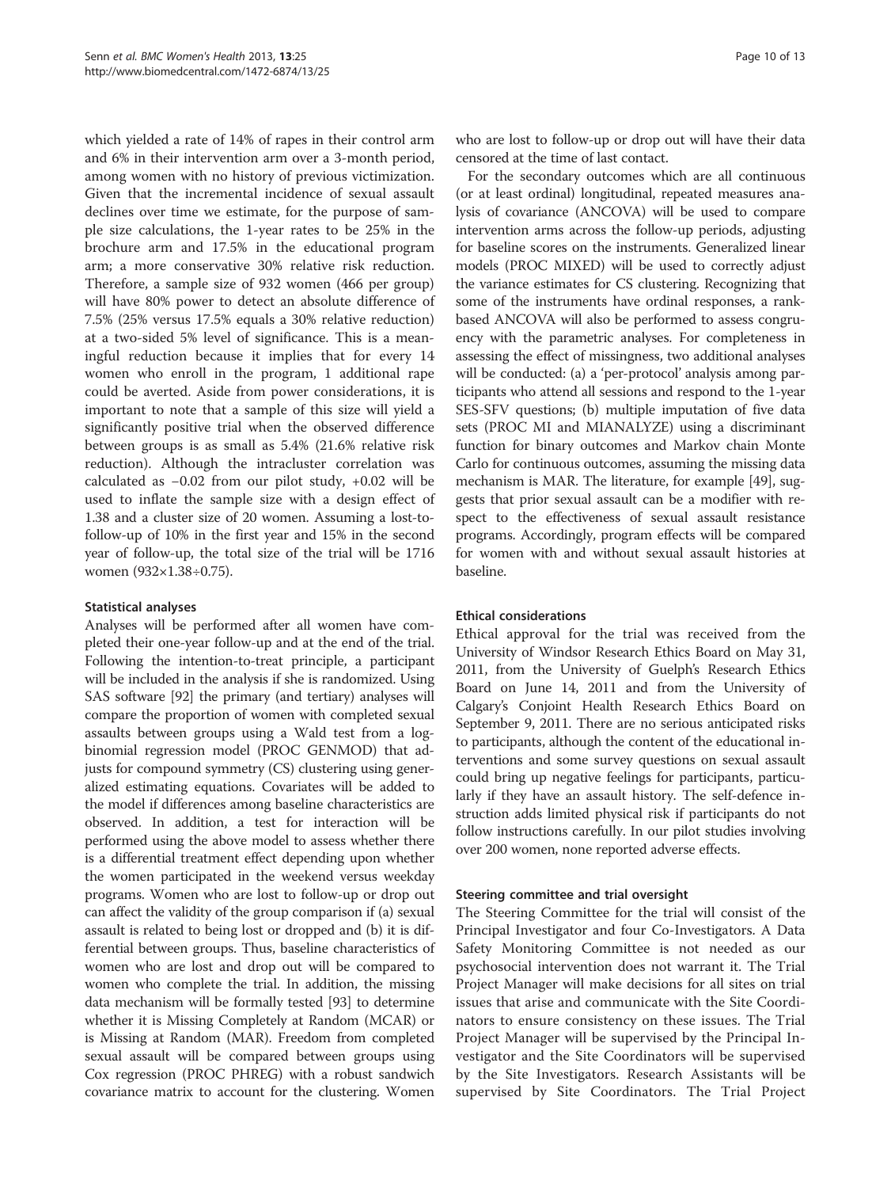which yielded a rate of 14% of rapes in their control arm and 6% in their intervention arm over a 3-month period, among women with no history of previous victimization. Given that the incremental incidence of sexual assault declines over time we estimate, for the purpose of sample size calculations, the 1-year rates to be 25% in the brochure arm and 17.5% in the educational program arm; a more conservative 30% relative risk reduction. Therefore, a sample size of 932 women (466 per group) will have 80% power to detect an absolute difference of 7.5% (25% versus 17.5% equals a 30% relative reduction) at a two-sided 5% level of significance. This is a meaningful reduction because it implies that for every 14 women who enroll in the program, 1 additional rape could be averted. Aside from power considerations, it is important to note that a sample of this size will yield a significantly positive trial when the observed difference between groups is as small as 5.4% (21.6% relative risk reduction). Although the intracluster correlation was calculated as −0.02 from our pilot study, +0.02 will be used to inflate the sample size with a design effect of 1.38 and a cluster size of 20 women. Assuming a lost-to-follow-up of 10% in the first year and 15% in the second year of follow-up, the total size of the trial will be 1716 women (932×1.38÷0.75).

### Statistical analyses

Analyses will be performed after all women have completed their one-year follow-up and at the end of the trial. Following the intention-to-treat principle, a participant will be included in the analysis if she is randomized. Using SAS software [92] the primary (and tertiary) analyses will compare the proportion of women with completed sexual assaults between groups using a Wald test from a log-binomial regression model (PROC GENMOD) that adjusts for compound symmetry (CS) clustering using generalized estimating equations. Covariates will be added to the model if differences among baseline characteristics are observed. In addition, a test for interaction will be performed using the above model to assess whether there is a differential treatment effect depending upon whether the women participated in the weekend versus weekday programs. Women who are lost to follow-up or drop out can affect the validity of the group comparison if (a) sexual assault is related to being lost or dropped and (b) it is differential between groups. Thus, baseline characteristics of women who are lost and drop out will be compared to women who complete the trial. In addition, the missing data mechanism will be formally tested [93] to determine whether it is Missing Completely at Random (MCAR) or is Missing at Random (MAR). Freedom from completed sexual assault will be compared between groups using Cox regression (PROC PHREG) with a robust sandwich covariance matrix to account for the clustering. Women who are lost to follow-up or drop out will have their data censored at the time of last contact.

For the secondary outcomes which are all continuous (or at least ordinal) longitudinal, repeated measures analysis of covariance (ANCOVA) will be used to compare intervention arms across the follow-up periods, adjusting for baseline scores on the instruments. Generalized linear models (PROC MIXED) will be used to correctly adjust the variance estimates for CS clustering. Recognizing that some of the instruments have ordinal responses, a rank-based ANCOVA will also be performed to assess congruency with the parametric analyses. For completeness in assessing the effect of missingness, two additional analyses will be conducted: (a) a 'per-protocol' analysis among participants who attend all sessions and respond to the 1-year SES-SFV questions; (b) multiple imputation of five data sets (PROC MI and MIANALYZE) using a discriminant function for binary outcomes and Markov chain Monte Carlo for continuous outcomes, assuming the missing data mechanism is MAR. The literature, for example [49], suggests that prior sexual assault can be a modifier with respect to the effectiveness of sexual assault resistance programs. Accordingly, program effects will be compared for women with and without sexual assault histories at baseline.

### Ethical considerations

Ethical approval for the trial was received from the University of Windsor Research Ethics Board on May 31, 2011, from the University of Guelph's Research Ethics Board on June 14, 2011 and from the University of Calgary's Conjoint Health Research Ethics Board on September 9, 2011. There are no serious anticipated risks to participants, although the content of the educational interventions and some survey questions on sexual assault could bring up negative feelings for participants, particularly if they have an assault history. The self-defence instruction adds limited physical risk if participants do not follow instructions carefully. In our pilot studies involving over 200 women, none reported adverse effects.

### Steering committee and trial oversight

The Steering Committee for the trial will consist of the Principal Investigator and four Co-Investigators. A Data Safety Monitoring Committee is not needed as our psychosocial intervention does not warrant it. The Trial Project Manager will make decisions for all sites on trial issues that arise and communicate with the Site Coordinators to ensure consistency on these issues. The Trial Project Manager will be supervised by the Principal Investigator and the Site Coordinators will be supervised by the Site Investigators. Research Assistants will be supervised by Site Coordinators. The Trial Project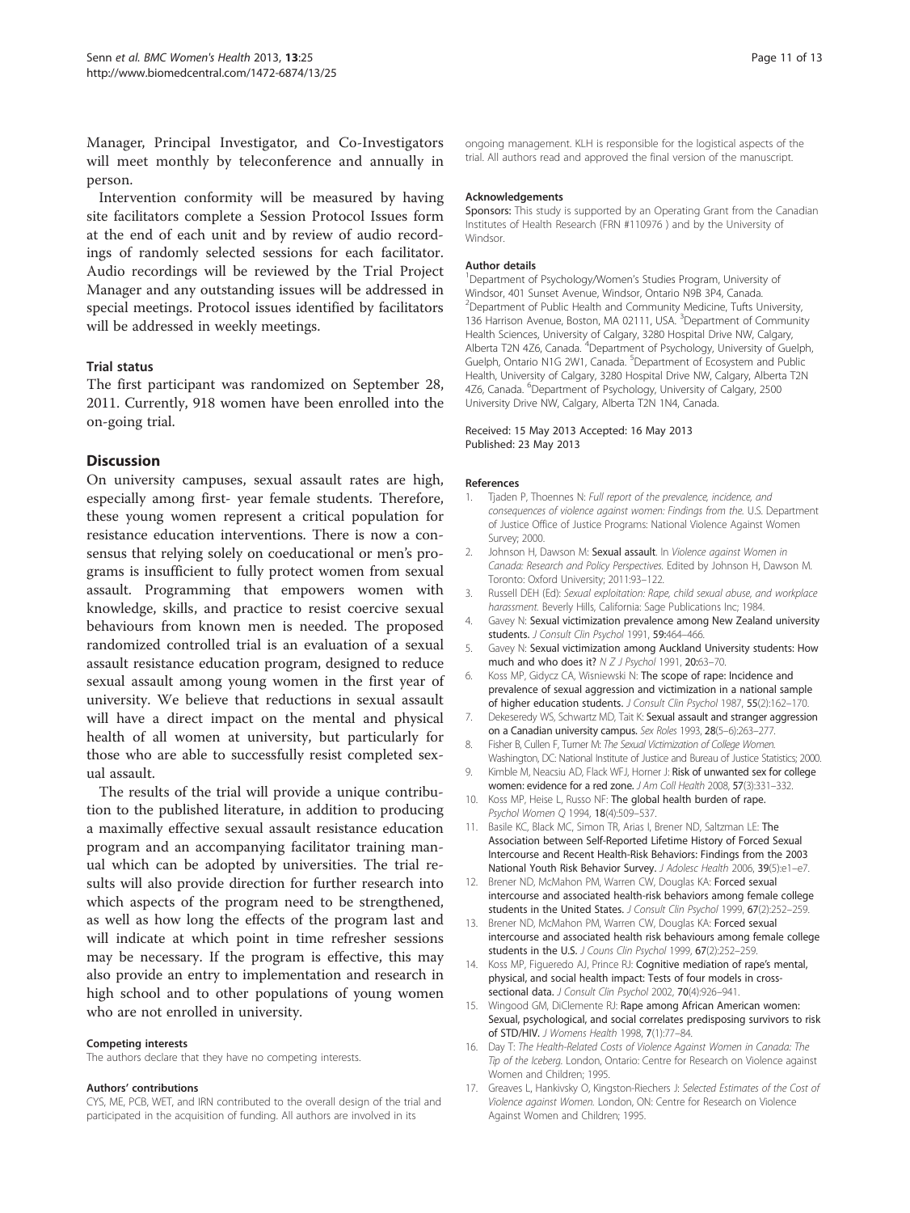Manager, Principal Investigator, and Co-Investigators will meet monthly by teleconference and annually in person.

Intervention conformity will be measured by having site facilitators complete a Session Protocol Issues form at the end of each unit and by review of audio recordings of randomly selected sessions for each facilitator. Audio recordings will be reviewed by the Trial Project Manager and any outstanding issues will be addressed in special meetings. Protocol issues identified by facilitators will be addressed in weekly meetings.

### Trial status

The first participant was randomized on September 28, 2011. Currently, 918 women have been enrolled into the on-going trial.

## Discussion

On university campuses, sexual assault rates are high, especially among first- year female students. Therefore, these young women represent a critical population for resistance education interventions. There is now a consensus that relying solely on coeducational or men's programs is insufficient to fully protect women from sexual assault. Programming that empowers women with knowledge, skills, and practice to resist coercive sexual behaviours from known men is needed. The proposed randomized controlled trial is an evaluation of a sexual assault resistance education program, designed to reduce sexual assault among young women in the first year of university. We believe that reductions in sexual assault will have a direct impact on the mental and physical health of all women at university, but particularly for those who are able to successfully resist completed sexual assault.

The results of the trial will provide a unique contribution to the published literature, in addition to producing a maximally effective sexual assault resistance education program and an accompanying facilitator training manual which can be adopted by universities. The trial results will also provide direction for further research into which aspects of the program need to be strengthened, as well as how long the effects of the program last and will indicate at which point in time refresher sessions may be necessary. If the program is effective, this may also provide an entry to implementation and research in high school and to other populations of young women who are not enrolled in university.

#### Competing interests

The authors declare that they have no competing interests.

#### Authors' contributions

CYS, ME, PCB, WET, and IRN contributed to the overall design of the trial and participated in the acquisition of funding. All authors are involved in its ongoing management. KLH is responsible for the logistical aspects of the trial. All authors read and approved the final version of the manuscript.

#### Acknowledgements

Sponsors: This study is supported by an Operating Grant from the Canadian Institutes of Health Research (FRN #110976 ) and by the University of Windsor.

#### Author details

[1]Department of Psychology/Women's Studies Program, University of Windsor, 401 Sunset Avenue, Windsor, Ontario N9B 3P4, Canada. [2]Department of Public Health and Community Medicine, Tufts University, 136 Harrison Avenue, Boston, MA 02111, USA. [3]Department of Community Health Sciences, University of Calgary, 3280 Hospital Drive NW, Calgary, Alberta T2N 4Z6, Canada. [4]Department of Psychology, University of Guelph, Guelph, Ontario N1G 2W1, Canada. [5]Department of Ecosystem and Public Health, University of Calgary, 3280 Hospital Drive NW, Calgary, Alberta T2N 4Z6, Canada. [6]Department of Psychology, University of Calgary, 2500 University Drive NW, Calgary, Alberta T2N 1N4, Canada.

Received: 15 May 2013 Accepted: 16 May 2013
Published: 23 May 2013

#### References

1. Tjaden P, Thoennes N: *Full report of the prevalence, incidence, and consequences of violence against women: Findings from the.* U.S. Department of Justice Office of Justice Programs: National Violence Against Women Survey; 2000.
2. Johnson H, Dawson M: **Sexual assault**. In *Violence against Women in Canada: Research and Policy Perspectives.* Edited by Johnson H, Dawson M. Toronto: Oxford University; 2011:93–122.
3. Russell DEH (Ed): *Sexual exploitation: Rape, child sexual abuse, and workplace harassment.* Beverly Hills, California: Sage Publications Inc; 1984.
4. Gavey N: **Sexual victimization prevalence among New Zealand university students.** *J Consult Clin Psychol* 1991, **59:**464–466.
5. Gavey N: **Sexual victimization among Auckland University students: How much and who does it?** *N Z J Psychol* 1991, **20:**63–70.
6. Koss MP, Gidycz CA, Wisniewski N: **The scope of rape: Incidence and prevalence of sexual aggression and victimization in a national sample of higher education students.** *J Consult Clin Psychol* 1987, **55**(2):162–170.
7. Dekeseredy WS, Schwartz MD, Tait K: **Sexual assault and stranger aggression on a Canadian university campus.** *Sex Roles* 1993, **28**(5–6):263–277.
8. Fisher B, Cullen F, Turner M: *The Sexual Victimization of College Women.* Washington, DC: National Institute of Justice and Bureau of Justice Statistics; 2000.
9. Kimble M, Neacsiu AD, Flack WFJ, Horner J: **Risk of unwanted sex for college women: evidence for a red zone.** *J Am Coll Health* 2008, **57**(3):331–332.
10. Koss MP, Heise L, Russo NF: **The global health burden of rape.** *Psychol Women Q* 1994, **18**(4):509–537.
11. Basile KC, Black MC, Simon TR, Arias I, Brener ND, Saltzman LE: **The Association between Self-Reported Lifetime History of Forced Sexual Intercourse and Recent Health-Risk Behaviors: Findings from the 2003 National Youth Risk Behavior Survey.** *J Adolesc Health* 2006, **39**(5):e1–e7.
12. Brener ND, McMahon PM, Warren CW, Douglas KA: **Forced sexual intercourse and associated health-risk behaviors among female college students in the United States.** *J Consult Clin Psychol* 1999, **67**(2):252–259.
13. Brener ND, McMahon PM, Warren CW, Douglas KA: **Forced sexual intercourse and associated health risk behaviours among female college students in the U.S.** *J Couns Clin Psychol* 1999, **67**(2):252–259.
14. Koss MP, Figueredo AJ, Prince RJ: **Cognitive mediation of rape's mental, physical, and social health impact: Tests of four models in cross-sectional data.** *J Consult Clin Psychol* 2002, **70**(4):926–941.
15. Wingood GM, DiClemente RJ: **Rape among African American women: Sexual, psychological, and social correlates predisposing survivors to risk of STD/HIV.** *J Womens Health* 1998, **7**(1):77–84.
16. Day T: *The Health-Related Costs of Violence Against Women in Canada: The Tip of the Iceberg.* London, Ontario: Centre for Research on Violence against Women and Children; 1995.
17. Greaves L, Hankivsky O, Kingston-Riechers J: *Selected Estimates of the Cost of Violence against Women.* London, ON: Centre for Research on Violence Against Women and Children; 1995.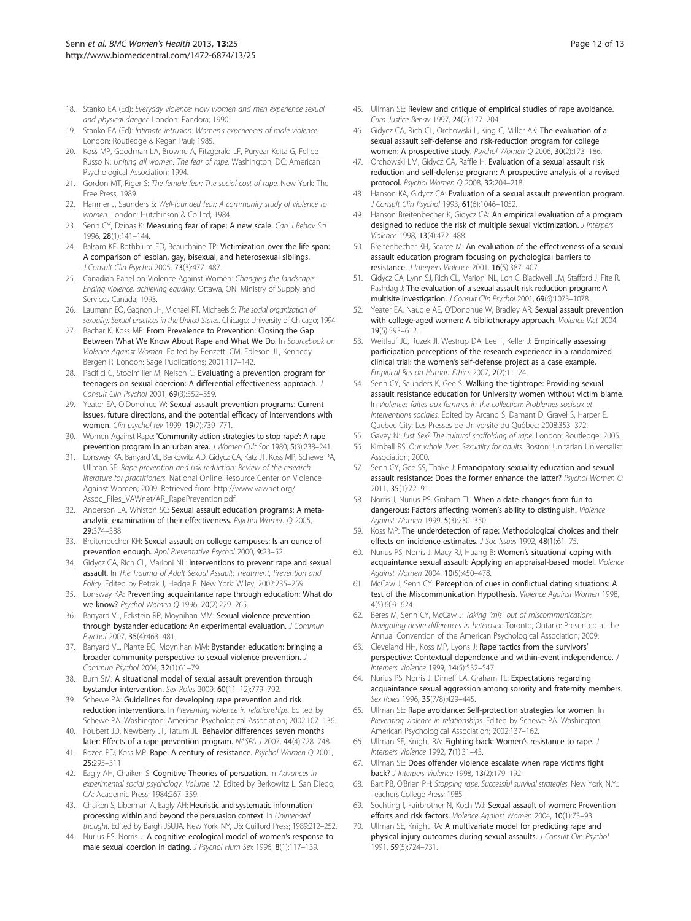18. Stanko EA (Ed): *Everyday violence: How women and men experience sexual and physical danger*. London: Pandora; 1990.
19. Stanko EA (Ed): *Intimate intrusion: Women's experiences of male violence*. London: Routledge & Kegan Paul; 1985.
20. Koss MP, Goodman LA, Browne A, Fitzgerald LF, Puryear Keita G, Felipe Russo N: *Uniting all women: The fear of rape*. Washington, DC: American Psychological Association; 1994.
21. Gordon MT, Riger S: *The female fear: The social cost of rape*. New York: The Free Press; 1989.
22. Hanmer J, Saunders S: *Well-founded fear: A community study of violence to women*. London: Hutchinson & Co Ltd; 1984.
23. Senn CY, Dzinas K: **Measuring fear of rape: A new scale.** *Can J Behav Sci* 1996, **28**(1):141–144.
24. Balsam KF, Rothblum ED, Beauchaine TP: **Victimization over the life span: A comparison of lesbian, gay, bisexual, and heterosexual siblings.** *J Consult Clin Psychol* 2005, **73**(3):477–487.
25. Canadian Panel on Violence Against Women: *Changing the landscape: Ending violence, achieving equality*. Ottawa, ON: Ministry of Supply and Services Canada; 1993.
26. Laumann EO, Gagnon JH, Michael RT, Michaels S: *The social organization of sexuality: Sexual practices in the United States*. Chicago: University of Chicago; 1994.
27. Bachar K, Koss MP: **From Prevalence to Prevention: Closing the Gap Between What We Know About Rape and What We Do.** In *Sourcebook on Violence Against Women*. Edited by Renzetti CM, Edleson JL, Kennedy Bergen R. London: Sage Publications; 2001:117–142.
28. Pacifici C, Stoolmiller M, Nelson C: **Evaluating a prevention program for teenagers on sexual coercion: A differential effectiveness approach.** *J Consult Clin Psychol* 2001, **69**(3):552–559.
29. Yeater EA, O'Donohue W: **Sexual assault prevention programs: Current issues, future directions, and the potential efficacy of interventions with women.** *Clin psychol rev* 1999, **19**(7):739–771.
30. Women Against Rape: **'Community action strategies to stop rape': A rape prevention program in an urban area.** *J Women Cult Soc* 1980, **5**(3):238–241.
31. Lonsway KA, Banyard VL, Berkowitz AD, Gidycz CA, Katz JT, Koss MP, Schewe PA, Ullman SE: *Rape prevention and risk reduction: Review of the research literature for practitioners*. National Online Resource Center on Violence Against Women; 2009. Retrieved from http://www.vawnet.org/Assoc_Files_VAWnet/AR_RapePrevention.pdf.
32. Anderson LA, Whiston SC: **Sexual assault education programs: A meta-analytic examination of their effectiveness.** *Psychol Women Q* 2005, **29**:374–388.
33. Breitenbecher KH: **Sexual assault on college campuses: Is an ounce of prevention enough.** *Appl Preventative Psychol* 2000, **9**:23–52.
34. Gidycz CA, Rich CL, Marioni NL: **Interventions to prevent rape and sexual assault.** In *The Trauma of Adult Sexual Assault: Treatment, Prevention and Policy*. Edited by Petrak J, Hedge B. New York: Wiley; 2002:235–259.
35. Lonsway KA: **Preventing acquaintance rape through education: What do we know?** *Psychol Women Q* 1996, **20**(2):229–265.
36. Banyard VL, Eckstein RP, Moynihan MM: **Sexual violence prevention through bystander education: An experimental evaluation.** *J Commun Psychol* 2007, **35**(4):463–481.
37. Banyard VL, Plante EG, Moynihan MM: **Bystander education: bringing a broader community perspective to sexual violence prevention.** *J Commun Psychol* 2004, **32**(1):61–79.
38. Burn SM: **A situational model of sexual assault prevention through bystander intervention.** *Sex Roles* 2009, **60**(11–12):779–792.
39. Schewe PA: **Guidelines for developing rape prevention and risk reduction interventions.** In *Preventing violence in relationships*. Edited by Schewe PA. Washington: American Psychological Association; 2002:107–136.
40. Foubert JD, Newberry JT, Tatum JL: **Behavior differences seven months later: Effects of a rape prevention program.** *NASPA J* 2007, **44**(4):728–748.
41. Rozee PD, Koss MP: **Rape: A century of resistance.** *Psychol Women Q* 2001, **25**:295–311.
42. Eagly AH, Chaiken S: **Cognitive Theories of persuasion.** In *Advances in experimental social psychology. Volume 12*. Edited by Berkowitz L. San Diego, CA: Academic Press; 1984:267–359.
43. Chaiken S, Liberman A, Eagly AH: **Heuristic and systematic information processing within and beyond the persuasion context.** In *Unintended thought*. Edited by Bargh JSUJA. New York, NY, US: Guilford Press; 1989:212–252.
44. Nurius PS, Norris J: **A cognitive ecological model of women's response to male sexual coercion in dating.** *J Psychol Hum Sex* 1996, **8**(1):117–139.
45. Ullman SE: **Review and critique of empirical studies of rape avoidance.** *Crim Justice Behav* 1997, **24**(2):177–204.
46. Gidycz CA, Rich CL, Orchowski L, King C, Miller AK: **The evaluation of a sexual assault self-defense and risk-reduction program for college women: A prospective study.** *Psychol Women Q* 2006, **30**(2):173–186.
47. Orchowski LM, Gidycz CA, Raffle H: **Evaluation of a sexual assault risk reduction and self-defense program: A prospective analysis of a revised protocol.** *Psychol Women Q* 2008, **32**:204–218.
48. Hanson KA, Gidycz CA: **Evaluation of a sexual assault prevention program.** *J Consult Clin Psychol* 1993, **61**(6):1046–1052.
49. Hanson Breitenbecher K, Gidycz CA: **An empirical evaluation of a program designed to reduce the risk of multiple sexual victimization.** *J Interpers Violence* 1998, **13**(4):472–488.
50. Breitenbecher KH, Scarce M: **An evaluation of the effectiveness of a sexual assault education program focusing on pychological barriers to resistance.** *J Interpers Violence* 2001, **16**(5):387–407.
51. Gidycz CA, Lynn SJ, Rich CL, Marioni NL, Loh C, Blackwell LM, Stafford J, Fite R, Pashdag J: **The evaluation of a sexual assault risk reduction program: A multisite investigation.** *J Consult Clin Psychol* 2001, **69**(6):1073–1078.
52. Yeater EA, Naugle AE, O'Donohue W, Bradley AR: **Sexual assault prevention with college-aged women: A bibliotherapy approach.** *Violence Vict* 2004, **19**(5):593–612.
53. Weitlauf JC, Ruzek JI, Westrup DA, Lee T, Keller J: **Empirically assessing participation perceptions of the research experience in a randomized clinical trial: the women's self-defense project as a case example.** *Empirical Res on Human Ethics* 2007, **2**(2):11–24.
54. Senn CY, Saunders K, Gee S: **Walking the tightrope: Providing sexual assault resistance education for University women without victim blame.** In *Violences faites aux femmes in the collection: Problemes sociaux et interventions sociales*. Edited by Arcand S, Damant D, Gravel S, Harper E. Quebec City: Les Presses de Université du Québec; 2008:353–372.
55. Gavey N: *Just Sex? The cultural scaffolding of rape*. London: Routledge; 2005.
56. Kimball RS: *Our whole lives: Sexuality for adults*. Boston: Unitarian Universalist Association; 2000.
57. Senn CY, Gee SS, Thake J: **Emancipatory sexuality education and sexual assault resistance: Does the former enhance the latter?** *Psychol Women Q* 2011, **35**(1):72–91.
58. Norris J, Nurius PS, Graham TL: **When a date changes from fun to dangerous: Factors affecting women's ability to distinguish.** *Violence Against Women* 1999, **5**(3):230–350.
59. Koss MP: **The underdetection of rape: Methodological choices and their effects on incidence estimates.** *J Soc Issues* 1992, **48**(1):61–75.
60. Nurius PS, Norris J, Macy RJ, Huang B: **Women's situational coping with acquaintance sexual assault: Applying an appraisal-based model.** *Violence Against Women* 2004, **10**(5):450–478.
61. McCaw J, Senn CY: **Perception of cues in conflictual dating situations: A test of the Miscommunication Hypothesis.** *Violence Against Women* 1998, **4**(5):609–624.
62. Beres M, Senn CY, McCaw J: *Taking "mis" out of miscommunication: Navigating desire differences in heterosex*. Toronto, Ontario: Presented at the Annual Convention of the American Psychological Association; 2009.
63. Cleveland HH, Koss MP, Lyons J: **Rape tactics from the survivors' perspective: Contextual dependence and within-event independence.** *J Interpers Violence* 1999, **14**(5):532–547.
64. Nurius PS, Norris J, Dimeff LA, Graham TL: **Expectations regarding acquaintance sexual aggression among sorority and fraternity members.** *Sex Roles* 1996, **35**(7/8):429–445.
65. Ullman SE: **Rape avoidance: Self-protection strategies for women.** In *Preventing violence in relationships*. Edited by Schewe PA. Washington: American Psychological Association; 2002:137–162.
66. Ullman SE, Knight RA: **Fighting back: Women's resistance to rape.** *J Interpers Violence* 1992, **7**(1):31–43.
67. Ullman SE: **Does offender violence escalate when rape victims fight back?** *J Interpers Violence* 1998, **13**(2):179–192.
68. Bart PB, O'Brien PH: *Stopping rape: Successful survival strategies*. New York, N.Y.: Teachers College Press; 1985.
69. Sochting I, Fairbrother N, Koch WJ: **Sexual assault of women: Prevention efforts and risk factors.** *Violence Against Women* 2004, **10**(1):73–93.
70. Ullman SE, Knight RA: **A multivariate model for predicting rape and physical injury outcomes during sexual assaults.** *J Consult Clin Psychol* 1991, **59**(5):724–731.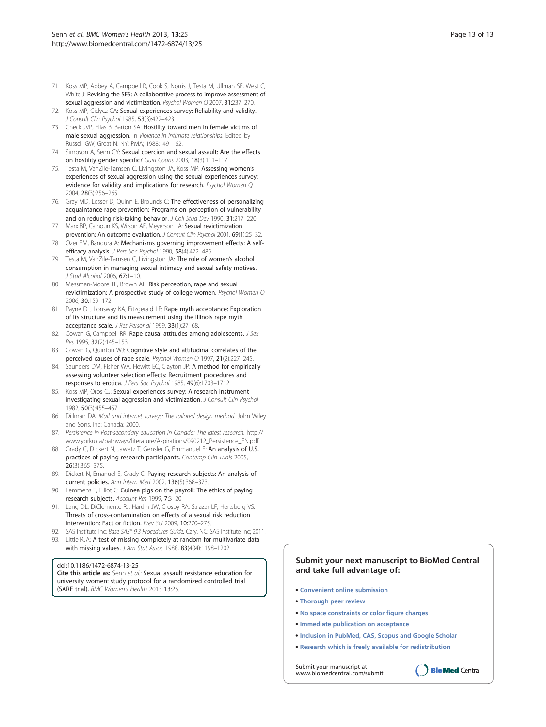71. Koss MP, Abbey A, Campbell R, Cook S, Norris J, Testa M, Ullman SE, West C, White J: **Revising the SES: A collaborative process to improve assessment of sexual aggression and victimization.** *Psychol Women Q* 2007, **31:**237–270.
72. Koss MP, Gidycz CA: **Sexual experiences survey: Reliability and validity.** *J Consult Clin Psychol* 1985, **53**(3):422–423.
73. Check JVP, Elias B, Barton SA: **Hostility toward men in female victims of male sexual aggression.** In *Violence in intimate relationships.* Edited by Russell GW, Great N. NY: PMA; 1988:149–162.
74. Simpson A, Senn CY: **Sexual coercion and sexual assault: Are the effects on hostility gender specific?** *Guid Couns* 2003, **18**(3):111–117.
75. Testa M, VanZile-Tamsen C, Livingston JA, Koss MP: **Assessing women's experiences of sexual aggression using the sexual experiences survey: evidence for validity and implications for research.** *Psychol Women Q* 2004, **28**(3):256–265.
76. Gray MD, Lesser D, Quinn E, Brounds C: **The effectiveness of personalizing acquaintance rape prevention: Programs on perception of vulnerability and on reducing risk-taking behavior.** *J Coll Stud Dev* 1990, **31:**217–220.
77. Marx BP, Calhoun KS, Wilson AE, Meyerson LA: **Sexual revictimization prevention: An outcome evaluation.** *J Consult Clin Psychol* 2001, **69**(1):25–32.
78. Ozer EM, Bandura A: **Mechanisms governing improvement effects: A self-efficacy analysis.** *J Pers Soc Psychol* 1990, **58**(4):472–486.
79. Testa M, VanZile-Tamsen C, Livingston JA: **The role of women's alcohol consumption in managing sexual intimacy and sexual safety motives.** *J Stud Alcohol* 2006, **67:**1–10.
80. Messman-Moore TL, Brown AL: **Risk perception, rape and sexual revictimization: A prospective study of college women.** *Psychol Women Q* 2006, **30:**159–172.
81. Payne DL, Lonsway KA, Fitzgerald LF: **Rape myth acceptance: Exploration of its structure and its measurement using the Illinois rape myth acceptance scale.** *J Res Personal* 1999, **33**(1):27–68.
82. Cowan G, Campbell RR: **Rape causal attitudes among adolescents.** *J Sex Res* 1995, **32**(2):145–153.
83. Cowan G, Quinton WJ: **Cognitive style and attitudinal correlates of the perceived causes of rape scale.** *Psychol Women Q* 1997, **21**(2):227–245.
84. Saunders DM, Fisher WA, Hewitt EC, Clayton JP: **A method for empirically assessing volunteer selection effects: Recruitment procedures and responses to erotica.** *J Pers Soc Psychol* 1985, **49**(6):1703–1712.
85. Koss MP, Oros CJ: **Sexual experiences survey: A research instrument investigating sexual aggression and victimization.** *J Consult Clin Psychol* 1982, **50**(3):455–457.
86. Dillman DA: *Mail and internet surveys: The tailored design method.* John Wiley and Sons, Inc: Canada; 2000.
87. *Persistence in Post-secondary education in Canada: The latest research.* http://www.yorku.ca/pathways/literature/Aspirations/090212_Persistence_EN.pdf.
88. Grady C, Dickert N, Jawetz T, Gensler G, Emmanuel E: **An analysis of U.S. practices of paying research participants.** *Contemp Clin Trials* 2005, **26**(3):365–375.
89. Dickert N, Emanuel E, Grady C: **Paying research subjects: An analysis of current policies.** *Ann Intern Med* 2002, **136**(5):368–373.
90. Lemmens T, Elliot C: **Guinea pigs on the payroll: The ethics of paying research subjects.** *Account Res* 1999, **7:**3–20.
91. Lang DL, DiClemente RJ, Hardin JW, Crosby RA, Salazar LF, Hertsberg VS: **Threats of cross-contamination on effects of a sexual risk reduction intervention: Fact or fiction.** *Prev Sci* 2009, **10:**270–275.
92. SAS Institute Inc: *Base SAS® 9.3 Procedures Guide.* Cary, NC: SAS Institute Inc; 2011.
93. Little RJA: **A test of missing completely at random for multivariate data with missing values.** *J Am Stat Assoc* 1988, **83**(404):1198–1202.

doi:10.1186/1472-6874-13-25

**Cite this article as:** Senn *et al.*: Sexual assault resistance education for university women: study protocol for a randomized controlled trial (SARE trial). *BMC Women's Health* 2013 **13**:25.

**Submit your next manuscript to BioMed Central and take full advantage of:**

- Convenient online submission
- Thorough peer review
- No space constraints or color figure charges
- Immediate publication on acceptance
- Inclusion in PubMed, CAS, Scopus and Google Scholar
- Research which is freely available for redistribution

Submit your manuscript at www.biomedcentral.com/submit

BioMed Central